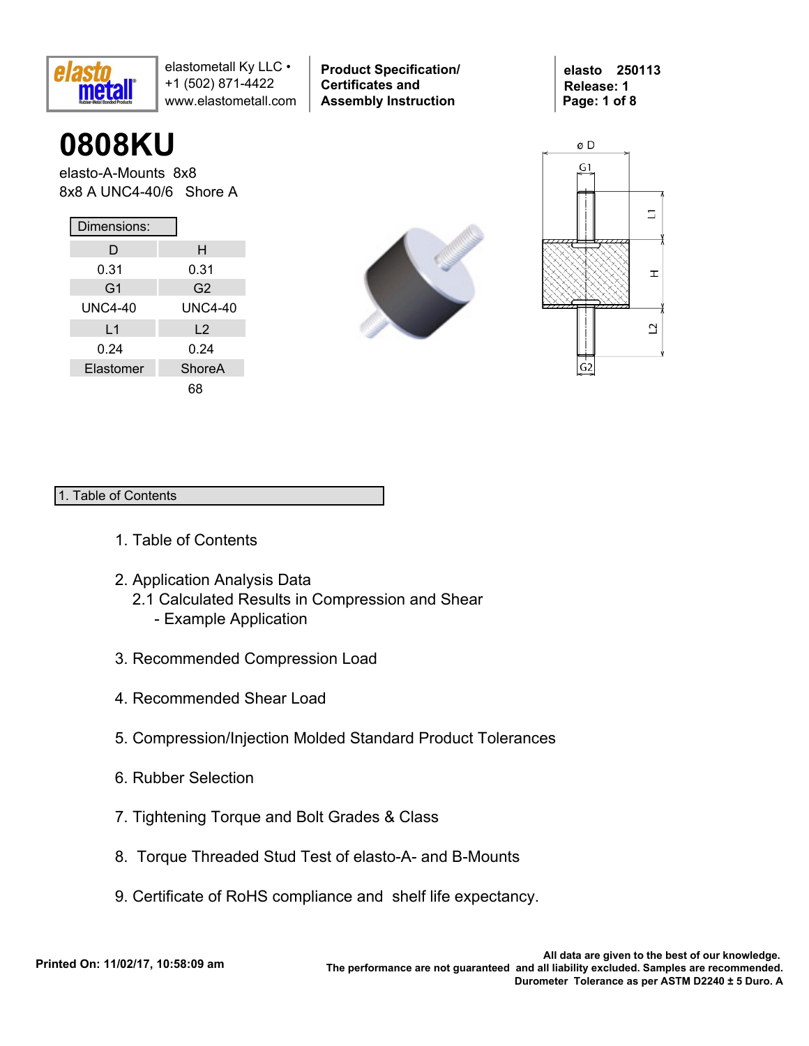# 0808KU

elasto-A-Mounts 8x8
8x8 A UNC4-40/6 Shore A

Dimensions:

| D | H |
|---|---|
| 0.31 | 0.31 |
| G1 | G2 |
| UNC4-40 | UNC4-40 |
| L1 | L2 |
| 0.24 | 0.24 |
| Elastomer | ShoreA |
| | 68 |

## 1. Table of Contents

1. Table of Contents

2. Application Analysis Data
   2.1 Calculated Results in Compression and Shear
      - Example Application

3. Recommended Compression Load

4. Recommended Shear Load

5. Compression/Injection Molded Standard Product Tolerances

6. Rubber Selection

7. Tightening Torque and Bolt Grades & Class

8. Torque Threaded Stud Test of elasto-A- and B-Mounts

9. Certificate of RoHS compliance and shelf life expectancy.

**Printed On: 11/02/17, 10:58:09 am**

**All data are given to the best of our knowledge. The performance are not guaranteed and all liability excluded. Samples are recommended. Durometer Tolerance as per ASTM D2240 ± 5 Duro. A**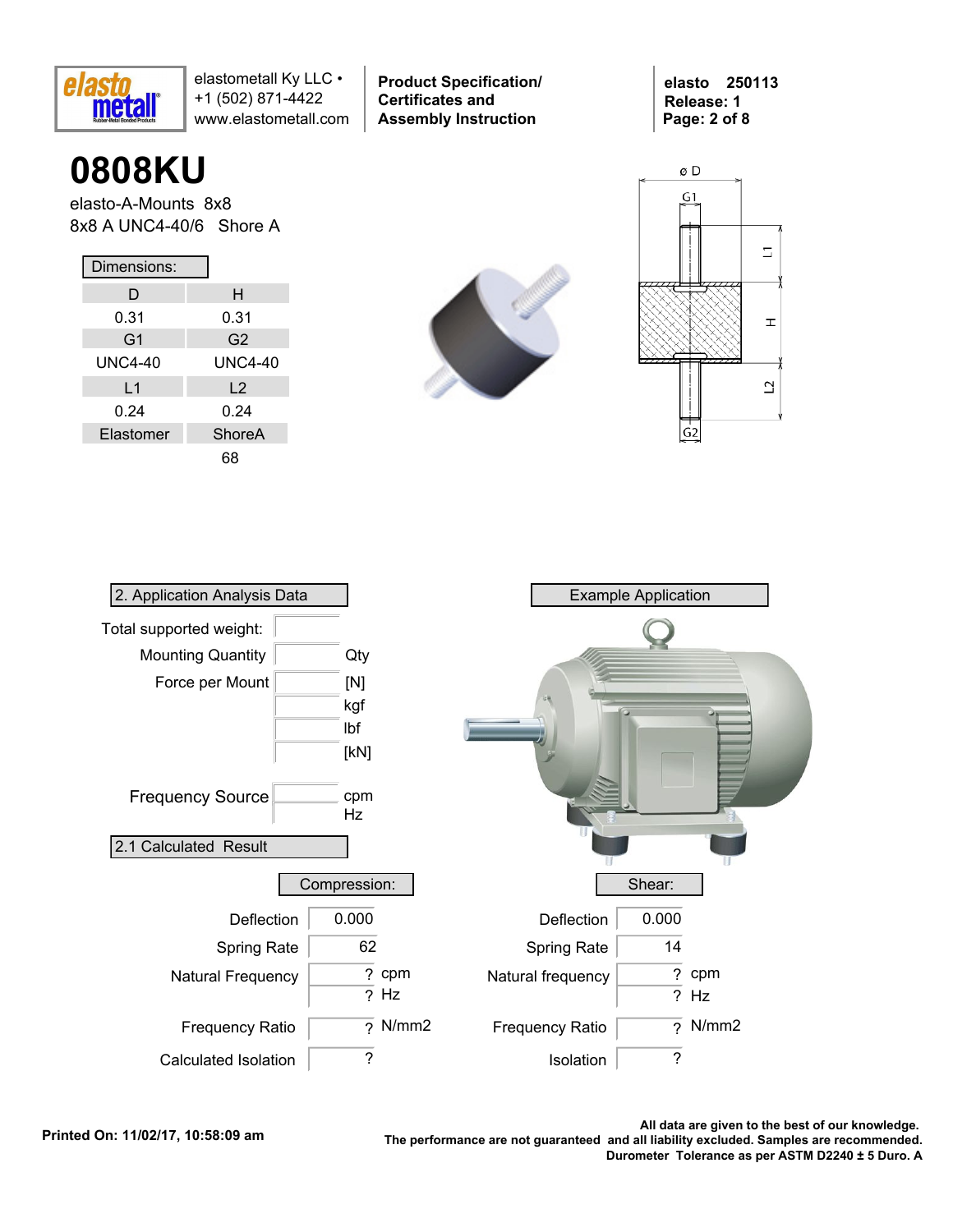# 0808KU

elasto-A-Mounts 8x8

8x8 A UNC4-40/6 Shore A

Dimensions:

| D | H |
|---|---|
| 0.31 | 0.31 |
| **G1** | **G2** |
| UNC4-40 | UNC4-40 |
| **L1** | **L2** |
| 0.24 | 0.24 |
| **Elastomer** | **ShoreA** |
| | 68 |

## 2. Application Analysis Data

| | | |
|---|---|---|
| Total supported weight: | | |
| Mounting Quantity | | Qty |
| Force per Mount | | [N] |
| | | kgf |
| | | lbf |
| | | [kN] |
| Frequency Source | | cpm |
| | | Hz |

## Example Application

## 2.1 Calculated Result

**Compression:**

| | | |
|---|---|---|
| Deflection | 0.000 | |
| Spring Rate | 62 | |
| Natural Frequency | ? | cpm |
| | ? | Hz |
| Frequency Ratio | ? | N/mm2 |
| Calculated Isolation | ? | |

**Shear:**

| | | |
|---|---|---|
| Deflection | 0.000 | |
| Spring Rate | 14 | |
| Natural frequency | ? | cpm |
| | ? | Hz |
| Frequency Ratio | ? | N/mm2 |
| Isolation | ? | |

Printed On: 11/02/17, 10:58:09 am

All data are given to the best of our knowledge. The performance are not guaranteed and all liability excluded. Samples are recommended. Durometer Tolerance as per ASTM D2240 ± 5 Duro. A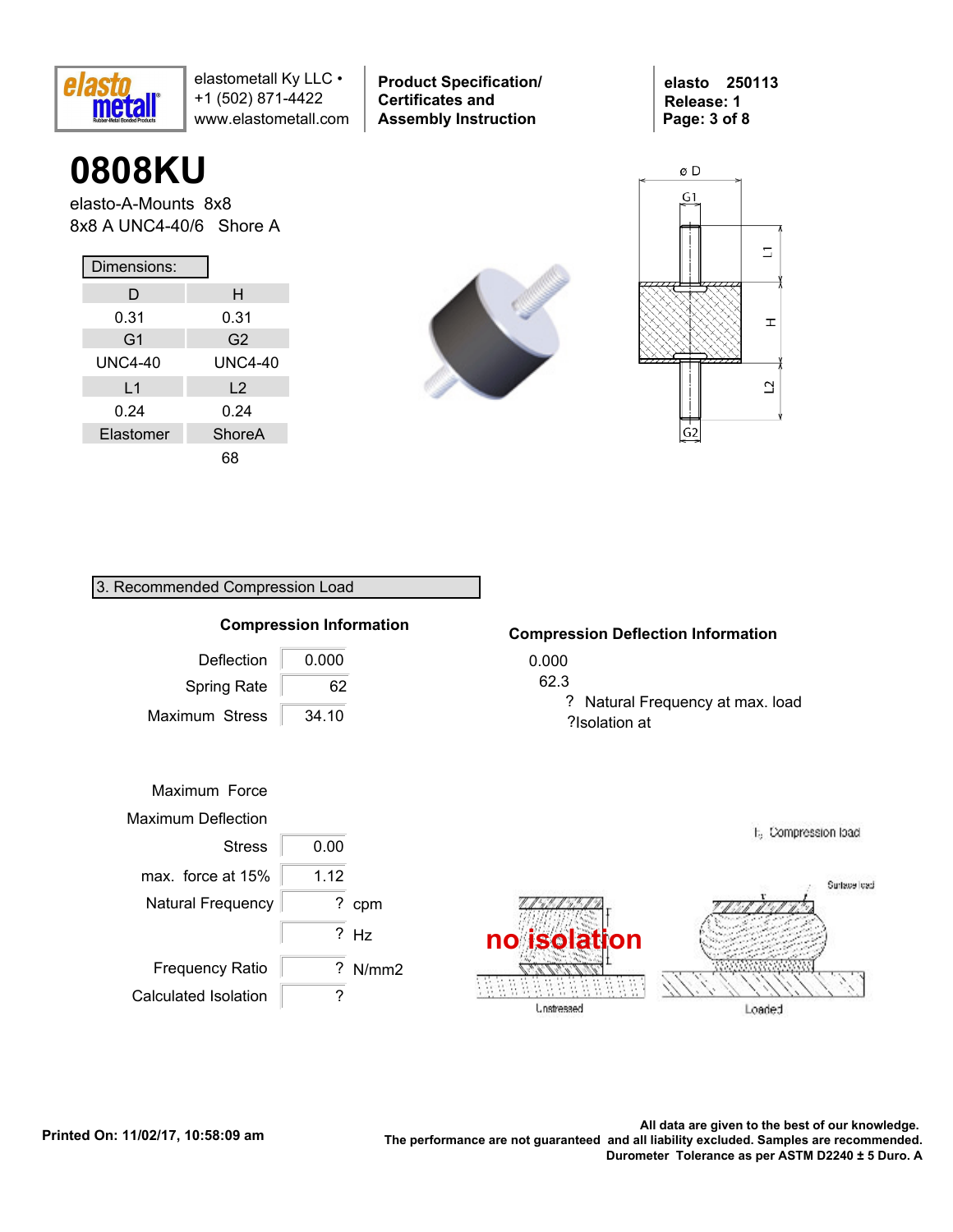# 0808KU

elasto-A-Mounts 8x8

8x8 A UNC4-40/6 Shore A

Dimensions:

| D | H |
|---|---|
| 0.31 | 0.31 |
| **G1** | **G2** |
| UNC4-40 | UNC4-40 |
| **L1** | **L2** |
| 0.24 | 0.24 |
| **Elastomer** | **ShoreA** |
| | 68 |

## 3. Recommended Compression Load

### Compression Information

| | |
|---|---|
| Deflection | 0.000 |
| Spring Rate | 62 |
| Maximum Stress | 34.10 |

### Compression Deflection Information

0.000

62.3

? Natural Frequency at max. load

?Isolation at

| | | |
|---|---|---|
| Maximum Force | | |
| Maximum Deflection | | |
| Stress | 0.00 | |
| max. force at 15% | 1.12 | |
| Natural Frequency | ? | cpm |
| | ? | Hz |
| Frequency Ratio | ? | N/mm2 |
| Calculated Isolation | ? | |

no isolation

Unstressed

Loaded

Compression load

Surface load

All data are given to the best of our knowledge.
The performance are not guaranteed and all liability excluded. Samples are recommended.
Durometer Tolerance as per ASTM D2240 ± 5 Duro. A

Printed On: 11/02/17, 10:58:09 am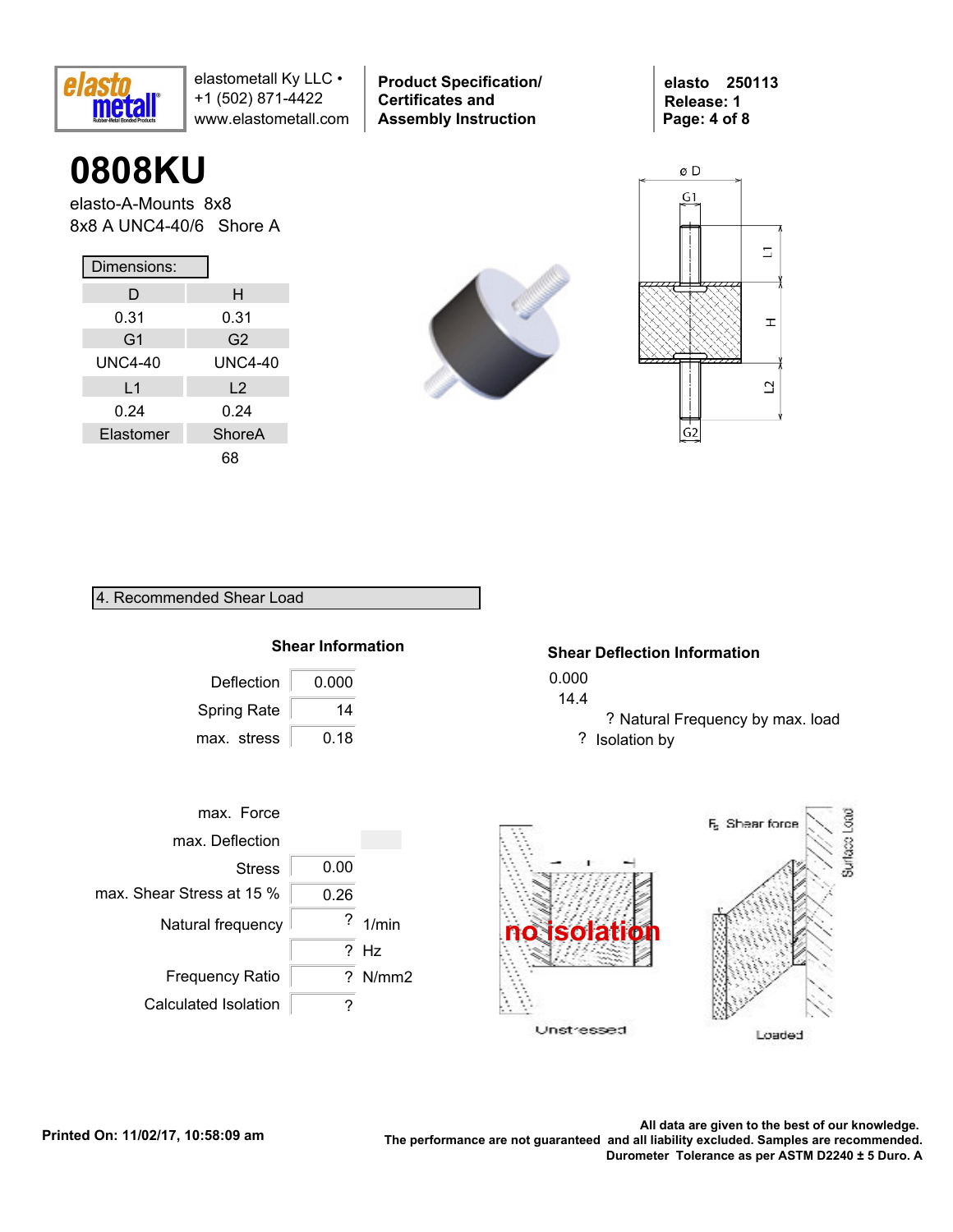elastometall Ky LLC •
+1 (502) 871-4422
www.elastometall.com

**Product Specification/ Certificates and Assembly Instruction**

**elasto 250113**
**Release: 1**

# 0808KU

elasto-A-Mounts 8x8
8x8 A UNC4-40/6 Shore A

**Dimensions:**

| D | H |
|---|---|
| 0.31 | 0.31 |
| G1 | G2 |
| UNC4-40 | UNC4-40 |
| L1 | L2 |
| 0.24 | 0.24 |
| Elastomer | ShoreA |
| | 68 |

## 4. Recommended Shear Load

### Shear Information

| | |
|---|---|
| Deflection | 0.000 |
| Spring Rate | 14 |
| max. stress | 0.18 |

### Shear Deflection Information

0.000
14.4
? Natural Frequency by max. load
? Isolation by

| | | |
|---|---|---|
| max. Force | | |
| max. Deflection | | |
| Stress | 0.00 | |
| max. Shear Stress at 15 % | 0.26 | |
| Natural frequency | ? | 1/min |
| | ? | Hz |
| Frequency Ratio | ? | N/mm2 |
| Calculated Isolation | ? | |

no isolation

Unstressed

Loaded

Fs Shear force

Surface Load

**Printed On: 11/02/17, 10:58:09 am**

**All data are given to the best of our knowledge. The performance are not guaranteed and all liability excluded. Samples are recommended. Durometer Tolerance as per ASTM D2240 ± 5 Duro. A**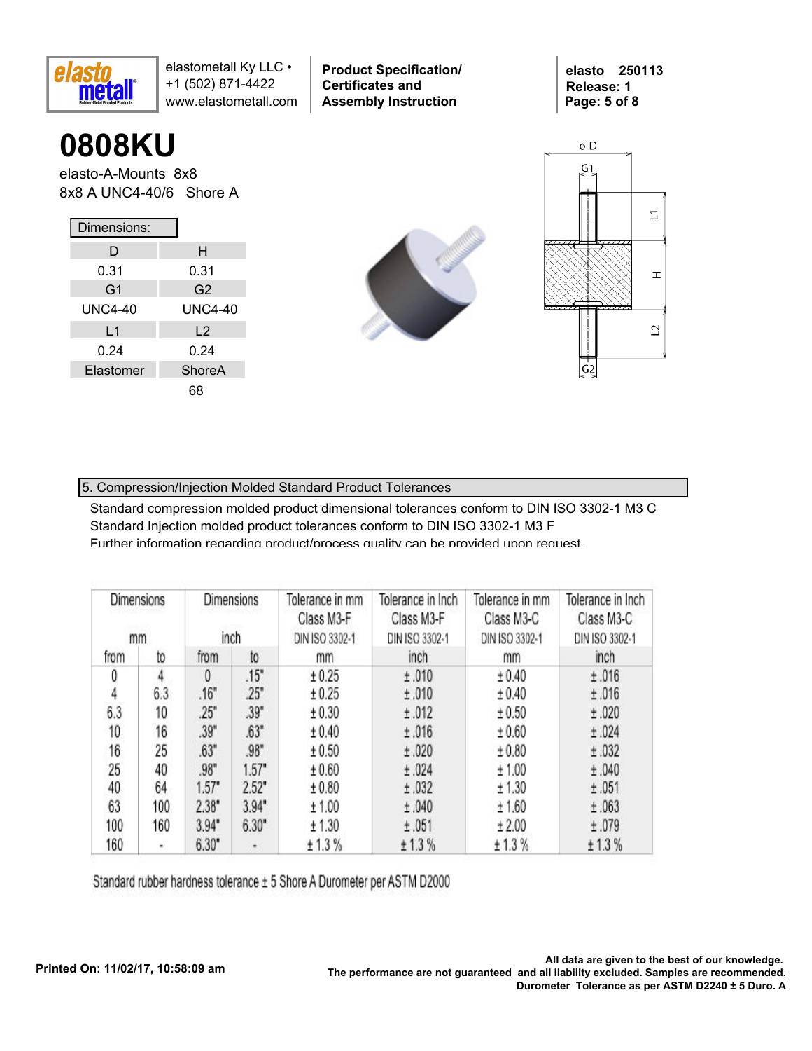# 0808KU

elasto-A-Mounts 8x8
8x8 A UNC4-40/6 Shore A

| Dimensions: | |
|---|---|
| D | H |
| 0.31 | 0.31 |
| G1 | G2 |
| UNC4-40 | UNC4-40 |
| L1 | L2 |
| 0.24 | 0.24 |
| Elastomer | ShoreA |
| | 68 |

## 5. Compression/Injection Molded Standard Product Tolerances

Standard compression molded product dimensional tolerances conform to DIN ISO 3302-1 M3 C
Standard Injection molded product tolerances conform to DIN ISO 3302-1 M3 F
Further information regarding product/process quality can be provided upon request.

| Dimensions mm | | Dimensions inch | | Tolerance in mm Class M3-F DIN ISO 3302-1 | Tolerance in Inch Class M3-F DIN ISO 3302-1 | Tolerance in mm Class M3-C DIN ISO 3302-1 | Tolerance in Inch Class M3-C DIN ISO 3302-1 |
|---|---|---|---|---|---|---|---|
| from | to | from | to | mm | inch | mm | inch |
| 0 | 4 | 0 | .15" | ± 0.25 | ± .010 | ± 0.40 | ± .016 |
| 4 | 6.3 | .16" | .25" | ± 0.25 | ± .010 | ± 0.40 | ± .016 |
| 6.3 | 10 | .25" | .39" | ± 0.30 | ± .012 | ± 0.50 | ± .020 |
| 10 | 16 | .39" | .63" | ± 0.40 | ± .016 | ± 0.60 | ± .024 |
| 16 | 25 | .63" | .98" | ± 0.50 | ± .020 | ± 0.80 | ± .032 |
| 25 | 40 | .98" | 1.57" | ± 0.60 | ± .024 | ± 1.00 | ± .040 |
| 40 | 64 | 1.57" | 2.52" | ± 0.80 | ± .032 | ± 1.30 | ± .051 |
| 63 | 100 | 2.38" | 3.94" | ± 1.00 | ± .040 | ± 1.60 | ± .063 |
| 100 | 160 | 3.94" | 6.30" | ± 1.30 | ± .051 | ± 2.00 | ± .079 |
| 160 | - | 6.30" | - | ± 1.3 % | ± 1.3 % | ± 1.3 % | ± 1.3 % |

Standard rubber hardness tolerance ± 5 Shore A Durometer per ASTM D2000

Printed On: 11/02/17, 10:58:09 am

All data are given to the best of our knowledge.
The performance are not guaranteed and all liability excluded. Samples are recommended.
Durometer Tolerance as per ASTM D2240 ± 5 Duro. A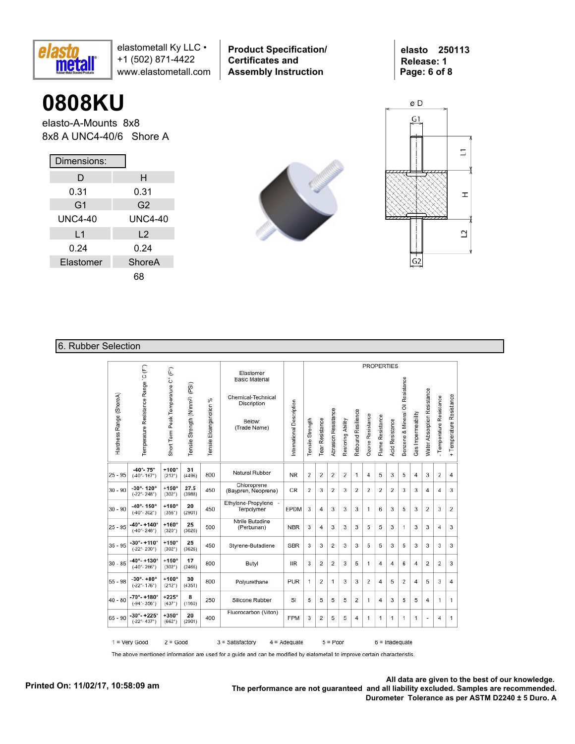# 0808KU

elasto-A-Mounts 8x8

8x8 A UNC4-40/6 Shore A

**Dimensions:**

| D | H |
|---|---|
| 0.31 | 0.31 |
| G1 | G2 |
| UNC4-40 | UNC4-40 |
| L1 | L2 |
| 0.24 | 0.24 |
| Elastomer | ShoreA |
| | 68 |

## 6. Rubber Selection

| Hardness Range (ShoreA) | Temperature Resistance Range °C (F°) | Short Term Peak Temperature C° (F°) | Tensile Strength (N/mm²) (PSI) | Tensile Elongation % | Elastomer Basic Material / Chemical-Technical Discription / Below: (Trade Name) | International Description | Tensile Strength | Tear Resistance | Abrasion Resistance | Restoring Ability | Rebound Resilience | Ozone Resistance | Flame Resistance | Acid Resistance | Benzene & Mineral Oil Resistance | Gas Impermeability | Water Absorption Resistance | - Temperature Resistance | + Temperature Resistance |
|---|---|---|---|---|---|---|---|---|---|---|---|---|---|---|---|---|---|---|---|
| 25 - 95 | -40°- 75° (-40°- 167°) | +100° (212°) | 31 (4496) | 800 | Natural Rubber | NR | 2 | 2 | 2 | 2 | 1 | 4 | 5 | 3 | 5 | 4 | 3 | 2 | 4 |
| 30 - 90 | -30°- 120° (-22°- 248°) | +150° (302°) | 27.5 (3988) | 450 | Chloroprene (Baypren, Neoprene) | CR | 2 | 3 | 2 | 3 | 2 | 2 | 2 | 2 | 3 | 3 | 4 | 4 | 3 |
| 30 - 90 | -40°- 150° (-40°- 302°) | +180° (356°) | 20 (2901) | 450 | Ethylene-Propylene - Terpolymer | EPDM | 3 | 4 | 3 | 3 | 3 | 1 | 6 | 3 | 5 | 3 | 2 | 3 | 2 |
| 25 - 95 | -40°- +140° (-40°- 248°) | +160° (320°) | 25 (3626) | 500 | Ntrile Butadine (Perbunan) | NBR | 3 | 4 | 3 | 3 | 3 | 5 | 5 | 3 | 1 | 3 | 3 | 4 | 3 |
| 35 - 95 | -30°- +110° (-22°- 230°) | +150° (302°) | 25 (3626) | 450 | Styrene-Butadiene | SBR | 3 | 3 | 2 | 3 | 3 | 5 | 5 | 3 | 5 | 3 | 3 | 3 | 3 |
| 30 - 85 | -40°- +130° (-40°- 266°) | +150° (302°) | 17 (2466) | 800 | Butyl | IIR | 3 | 2 | 2 | 3 | 5 | 1 | 4 | 4 | 6 | 4 | 2 | 2 | 3 |
| 55 - 98 | -30°- +80° (-22°- 176°) | +100° (212°) | 30 (4351) | 800 | Polyurethane | PUR | 1 | 2 | 1 | 3 | 3 | 2 | 4 | 5 | 2 | 4 | 5 | 3 | 4 |
| 40 - 80 | -70°- +180° (-94°- 356°) | +225° (437°) | 8 (1160) | 250 | Silicone Rubber | SI | 5 | 5 | 5 | 5 | 2 | 1 | 4 | 3 | 5 | 5 | 4 | 1 | 1 |
| 65 - 90 | -30°- +225° (-22°- 437°) | +350° (662°) | 20 (2901) | 400 | Fluorocarbon (Viton) | FPM | 3 | 2 | 5 | 5 | 4 | 1 | 1 | 1 | 1 | 1 | - | 4 | 1 |

1 = Very Good 2 = Good 3 = Satisfactory 4 = Adequate 5 = Poor 6 = Inadequate

The above mentioned information are used for a guide and can be modified by elatometall to improve certain characteristis.

Printed On: 11/02/17, 10:58:09 am

**All data are given to the best of our knowledge. The performance are not guaranteed and all liability excluded. Samples are recommended. Durometer Tolerance as per ASTM D2240 ± 5 Duro. A**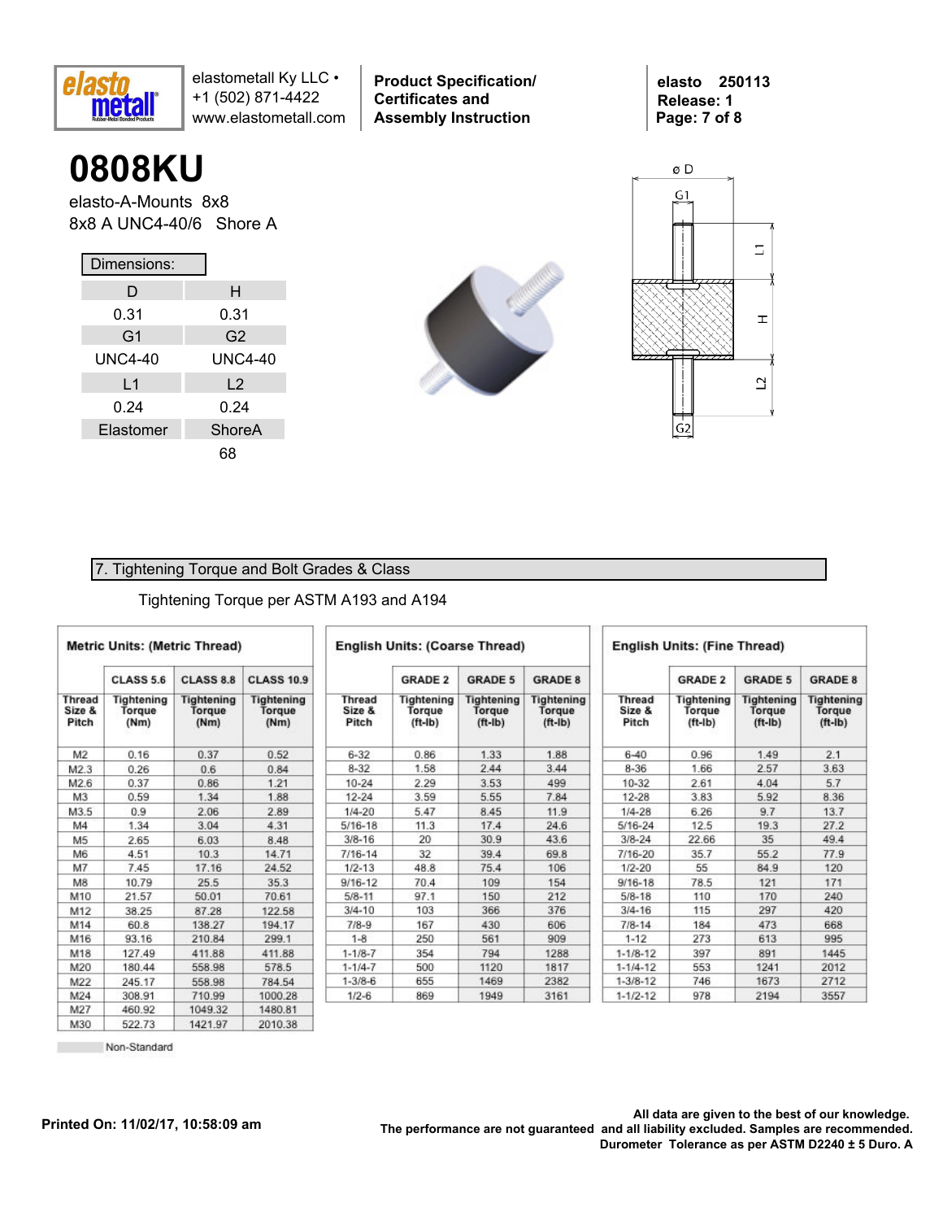# 0808KU

elasto-A-Mounts 8x8

8x8 A UNC4-40/6 Shore A

**Dimensions:**

| D | H |
|---|---|
| 0.31 | 0.31 |
| **G1** | **G2** |
| UNC4-40 | UNC4-40 |
| **L1** | **L2** |
| 0.24 | 0.24 |
| **Elastomer** | **ShoreA** |
| | 68 |

## 7. Tightening Torque and Bolt Grades & Class

Tightening Torque per ASTM A193 and A194

**Metric Units: (Metric Thread)**

| | CLASS 5.6 | CLASS 8.8 | CLASS 10.9 |
|---|---|---|---|
| Thread Size & Pitch | Tightening Torque (Nm) | Tightening Torque (Nm) | Tightening Torque (Nm) |
| M2 | 0.16 | 0.37 | 0.52 |
| M2.3 | 0.26 | 0.6 | 0.84 |
| M2.6 | 0.37 | 0.86 | 1.21 |
| M3 | 0.59 | 1.34 | 1.88 |
| M3.5 | 0.9 | 2.06 | 2.89 |
| M4 | 1.34 | 3.04 | 4.31 |
| M5 | 2.65 | 6.03 | 8.48 |
| M6 | 4.51 | 10.3 | 14.71 |
| M7 | 7.45 | 17.16 | 24.52 |
| M8 | 10.79 | 25.5 | 35.3 |
| M10 | 21.57 | 50.01 | 70.61 |
| M12 | 38.25 | 87.28 | 122.58 |
| M14 | 60.8 | 138.27 | 194.17 |
| M16 | 93.16 | 210.84 | 299.1 |
| M18 | 127.49 | 411.88 | 411.88 |
| M20 | 180.44 | 558.98 | 578.5 |
| M22 | 245.17 | 558.98 | 784.54 |
| M24 | 308.91 | 710.99 | 1000.28 |
| M27 | 460.92 | 1049.32 | 1480.81 |
| M30 | 522.73 | 1421.97 | 2010.38 |

**English Units: (Coarse Thread)**

| | GRADE 2 | GRADE 5 | GRADE 8 |
|---|---|---|---|
| Thread Size & Pitch | Tightening Torque (ft-lb) | Tightening Torque (ft-lb) | Tightening Torque (ft-lb) |
| 6-32 | 0.86 | 1.33 | 1.88 |
| 8-32 | 1.58 | 2.44 | 3.44 |
| 10-24 | 2.29 | 3.53 | 499 |
| 12-24 | 3.59 | 5.55 | 7.84 |
| 1/4-20 | 5.47 | 8.45 | 11.9 |
| 5/16-18 | 11.3 | 17.4 | 24.6 |
| 3/8-16 | 20 | 30.9 | 43.6 |
| 7/16-14 | 32 | 39.4 | 69.8 |
| 1/2-13 | 48.8 | 75.4 | 106 |
| 9/16-12 | 70.4 | 109 | 154 |
| 5/8-11 | 97.1 | 150 | 212 |
| 3/4-10 | 103 | 366 | 376 |
| 7/8-9 | 167 | 430 | 606 |
| 1-8 | 250 | 561 | 909 |
| 1-1/8-7 | 354 | 794 | 1288 |
| 1-1/4-7 | 500 | 1120 | 1817 |
| 1-3/8-6 | 655 | 1469 | 2382 |
| 1/2-6 | 869 | 1949 | 3161 |

**English Units: (Fine Thread)**

| | GRADE 2 | GRADE 5 | GRADE 8 |
|---|---|---|---|
| Thread Size & Pitch | Tightening Torque (ft-lb) | Tightening Torque (ft-lb) | Tightening Torque (ft-lb) |
| 6-40 | 0.96 | 1.49 | 2.1 |
| 8-36 | 1.66 | 2.57 | 3.63 |
| 10-32 | 2.61 | 4.04 | 5.7 |
| 12-28 | 3.83 | 5.92 | 8.36 |
| 1/4-28 | 6.26 | 9.7 | 13.7 |
| 5/16-24 | 12.5 | 19.3 | 27.2 |
| 3/8-24 | 22.66 | 35 | 49.4 |
| 7/16-20 | 35.7 | 55.2 | 77.9 |
| 1/2-20 | 55 | 84.9 | 120 |
| 9/16-18 | 78.5 | 121 | 171 |
| 5/8-18 | 110 | 170 | 240 |
| 3/4-16 | 115 | 297 | 420 |
| 7/8-14 | 184 | 473 | 668 |
| 1-12 | 273 | 613 | 995 |
| 1-1/8-12 | 397 | 891 | 1445 |
| 1-1/4-12 | 553 | 1241 | 2012 |
| 1-3/8-12 | 746 | 1673 | 2712 |
| 1-1/2-12 | 978 | 2194 | 3557 |

Non-Standard

Printed On: 11/02/17, 10:58:09 am

All data are given to the best of our knowledge. The performance are not guaranteed and all liability excluded. Samples are recommended. Durometer Tolerance as per ASTM D2240 ± 5 Duro. A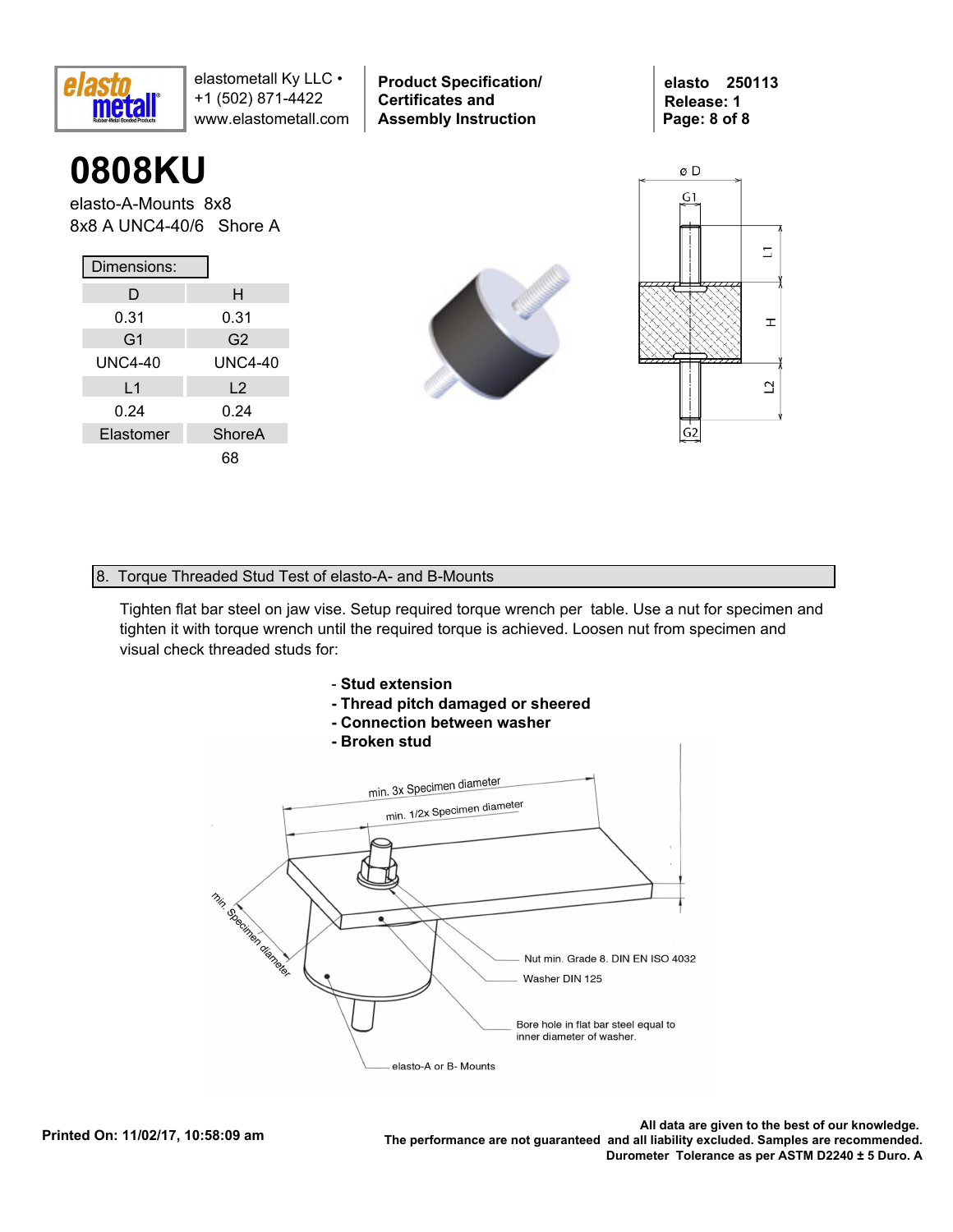# 0808KU

elasto-A-Mounts 8x8
8x8 A UNC4-40/6 Shore A

Dimensions:

| D | H |
|---|---|
| 0.31 | 0.31 |
| G1 | G2 |
| UNC4-40 | UNC4-40 |
| L1 | L2 |
| 0.24 | 0.24 |
| Elastomer | ShoreA |
| | 68 |

## 8. Torque Threaded Stud Test of elasto-A- and B-Mounts

Tighten flat bar steel on jaw vise. Setup required torque wrench per table. Use a nut for specimen and tighten it with torque wrench until the required torque is achieved. Loosen nut from specimen and visual check threaded studs for:

- **Stud extension**
- **Thread pitch damaged or sheered**
- **Connection between washer**
- **Broken stud**

min. 3x Specimen diameter
min. 1/2x Specimen diameter
min. Specimen diameter
Nut min. Grade 8. DIN EN ISO 4032
Washer DIN 125
Bore hole in flat bar steel equal to inner diameter of washer.
elasto-A or B- Mounts

Printed On: 11/02/17, 10:58:09 am

**All data are given to the best of our knowledge. The performance are not guaranteed and all liability excluded. Samples are recommended. Durometer Tolerance as per ASTM D2240 ± 5 Duro. A**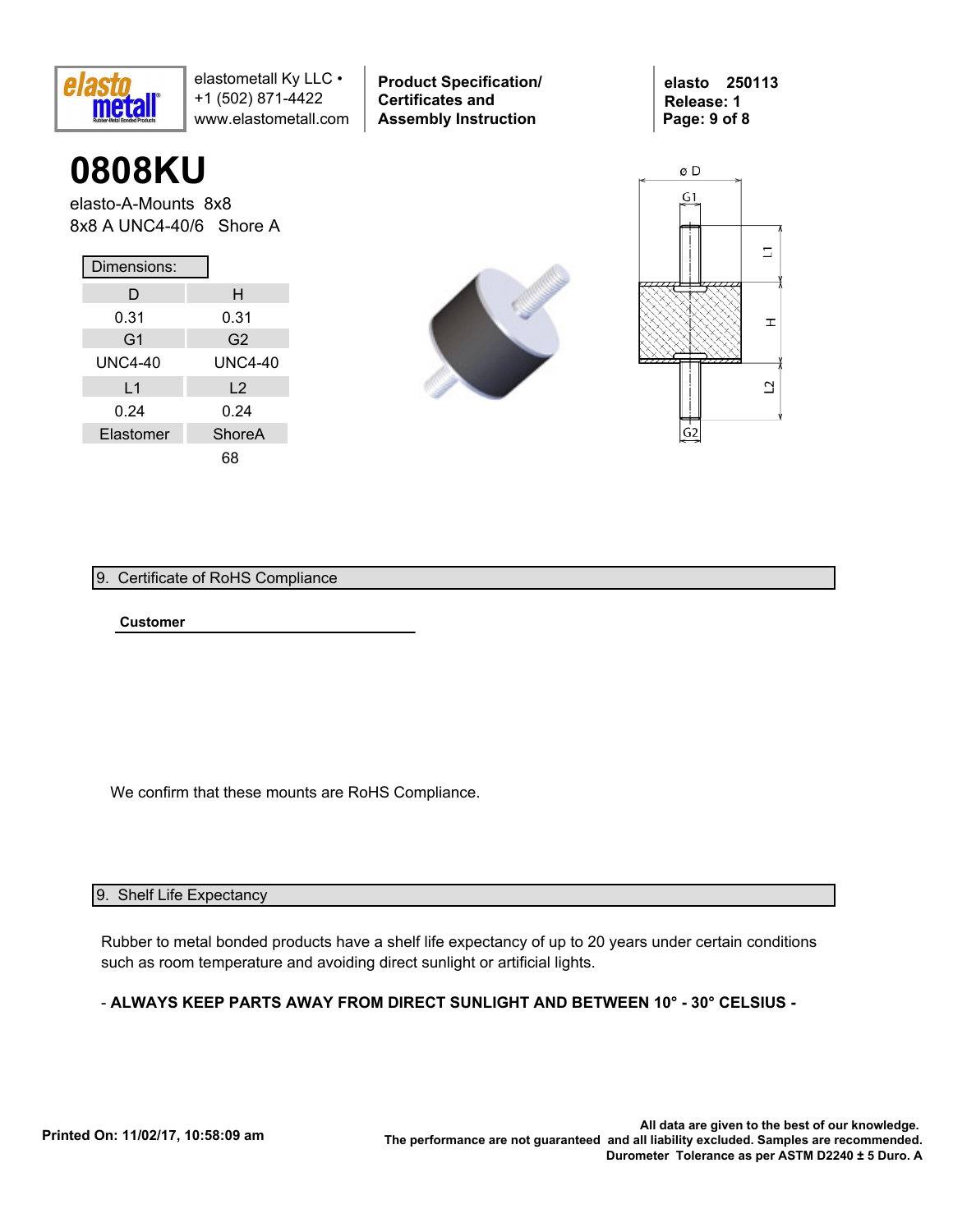# 0808KU

elasto-A-Mounts 8x8
8x8 A UNC4-40/6 Shore A

Dimensions:

| D | H |
|---|---|
| 0.31 | 0.31 |
| G1 | G2 |
| UNC4-40 | UNC4-40 |
| L1 | L2 |
| 0.24 | 0.24 |
| Elastomer | ShoreA |
| | 68 |

ø D
G1
L1
H
L2
G2

## 9. Certificate of RoHS Compliance

**Customer**

We confirm that these mounts are RoHS Compliance.

## 9. Shelf Life Expectancy

Rubber to metal bonded products have a shelf life expectancy of up to 20 years under certain conditions such as room temperature and avoiding direct sunlight or artificial lights.

- **ALWAYS KEEP PARTS AWAY FROM DIRECT SUNLIGHT AND BETWEEN 10° - 30° CELSIUS -**

**Printed On: 11/02/17, 10:58:09 am**

**All data are given to the best of our knowledge.**
**The performance are not guaranteed and all liability excluded. Samples are recommended.**
**Durometer Tolerance as per ASTM D2240 ± 5 Duro. A**